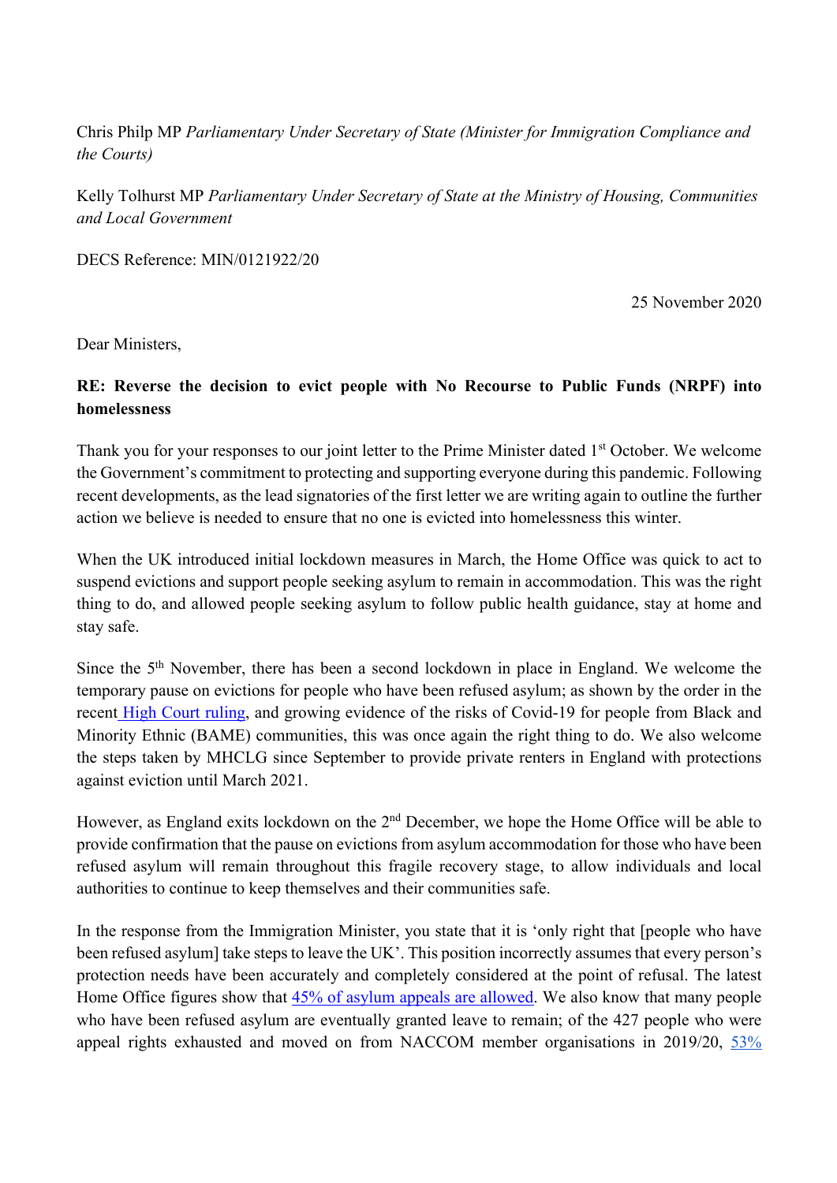Chris Philp MP *Parliamentary Under Secretary of State (Minister for Immigration Compliance and the Courts)*

Kelly Tolhurst MP *Parliamentary Under Secretary of State at the Ministry of Housing, Communities and Local Government*

DECS Reference: MIN/0121922/20

25 November 2020

Dear Ministers,

**RE: Reverse the decision to evict people with No Recourse to Public Funds (NRPF) into homelessness**

Thank you for your responses to our joint letter to the Prime Minister dated 1st October. We welcome the Government's commitment to protecting and supporting everyone during this pandemic. Following recent developments, as the lead signatories of the first letter we are writing again to outline the further action we believe is needed to ensure that no one is evicted into homelessness this winter.

When the UK introduced initial lockdown measures in March, the Home Office was quick to act to suspend evictions and support people seeking asylum to remain in accommodation. This was the right thing to do, and allowed people seeking asylum to follow public health guidance, stay at home and stay safe.

Since the 5th November, there has been a second lockdown in place in England. We welcome the temporary pause on evictions for people who have been refused asylum; as shown by the order in the recent High Court ruling, and growing evidence of the risks of Covid-19 for people from Black and Minority Ethnic (BAME) communities, this was once again the right thing to do. We also welcome the steps taken by MHCLG since September to provide private renters in England with protections against eviction until March 2021.

However, as England exits lockdown on the 2nd December, we hope the Home Office will be able to provide confirmation that the pause on evictions from asylum accommodation for those who have been refused asylum will remain throughout this fragile recovery stage, to allow individuals and local authorities to continue to keep themselves and their communities safe.

In the response from the Immigration Minister, you state that it is 'only right that [people who have been refused asylum] take steps to leave the UK'. This position incorrectly assumes that every person's protection needs have been accurately and completely considered at the point of refusal. The latest Home Office figures show that 45% of asylum appeals are allowed. We also know that many people who have been refused asylum are eventually granted leave to remain; of the 427 people who were appeal rights exhausted and moved on from NACCOM member organisations in 2019/20, 53%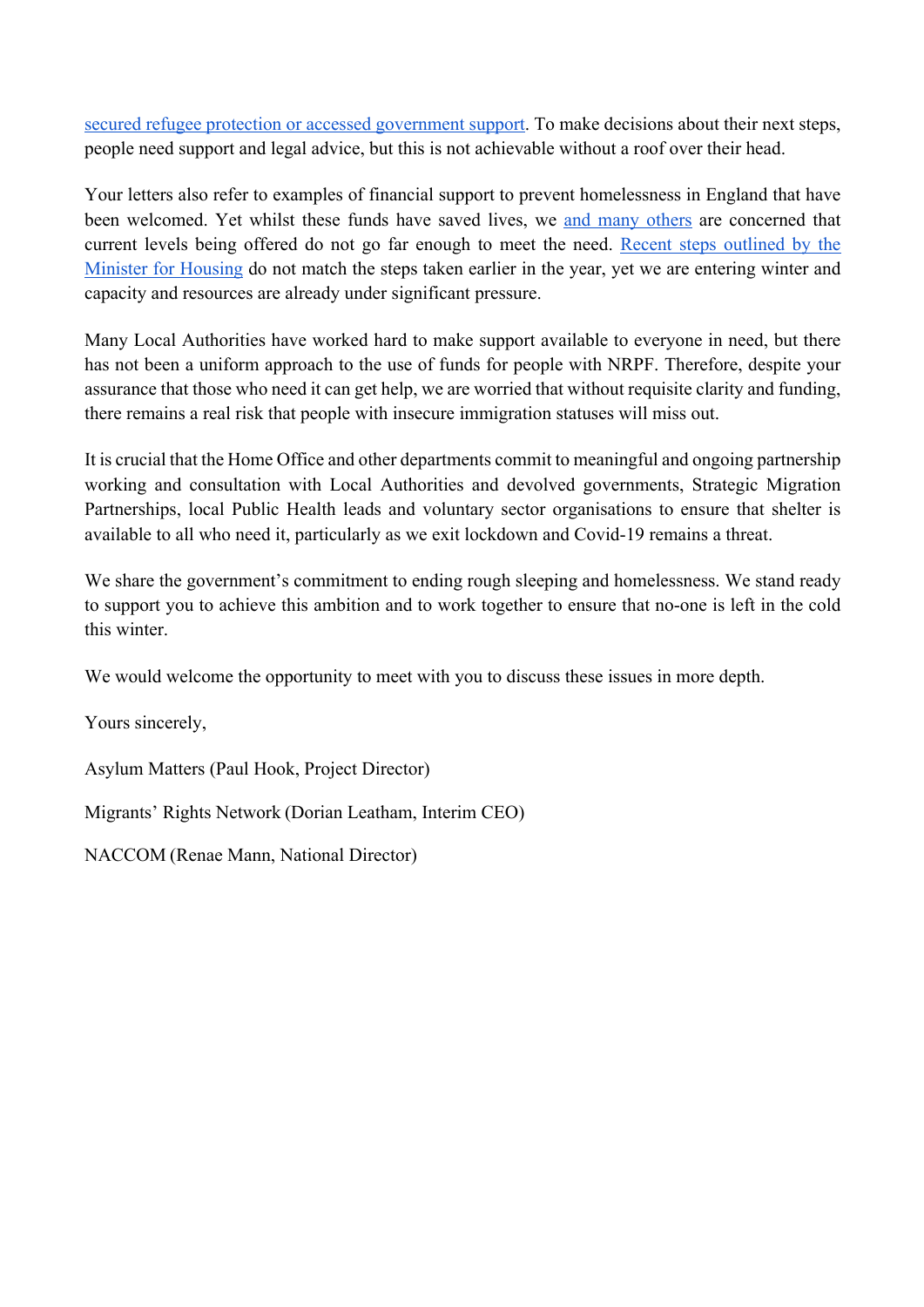secured refugee protection or accessed government support. To make decisions about their next steps, people need support and legal advice, but this is not achievable without a roof over their head.

Your letters also refer to examples of financial support to prevent homelessness in England that have been welcomed. Yet whilst these funds have saved lives, we and many others are concerned that current levels being offered do not go far enough to meet the need. Recent steps outlined by the Minister for Housing do not match the steps taken earlier in the year, yet we are entering winter and capacity and resources are already under significant pressure.

Many Local Authorities have worked hard to make support available to everyone in need, but there has not been a uniform approach to the use of funds for people with NRPF. Therefore, despite your assurance that those who need it can get help, we are worried that without requisite clarity and funding, there remains a real risk that people with insecure immigration statuses will miss out.

It is crucial that the Home Office and other departments commit to meaningful and ongoing partnership working and consultation with Local Authorities and devolved governments, Strategic Migration Partnerships, local Public Health leads and voluntary sector organisations to ensure that shelter is available to all who need it, particularly as we exit lockdown and Covid-19 remains a threat.

We share the government's commitment to ending rough sleeping and homelessness. We stand ready to support you to achieve this ambition and to work together to ensure that no-one is left in the cold this winter.

We would welcome the opportunity to meet with you to discuss these issues in more depth.

Yours sincerely,

Asylum Matters (Paul Hook, Project Director)

Migrants' Rights Network (Dorian Leatham, Interim CEO)

NACCOM (Renae Mann, National Director)